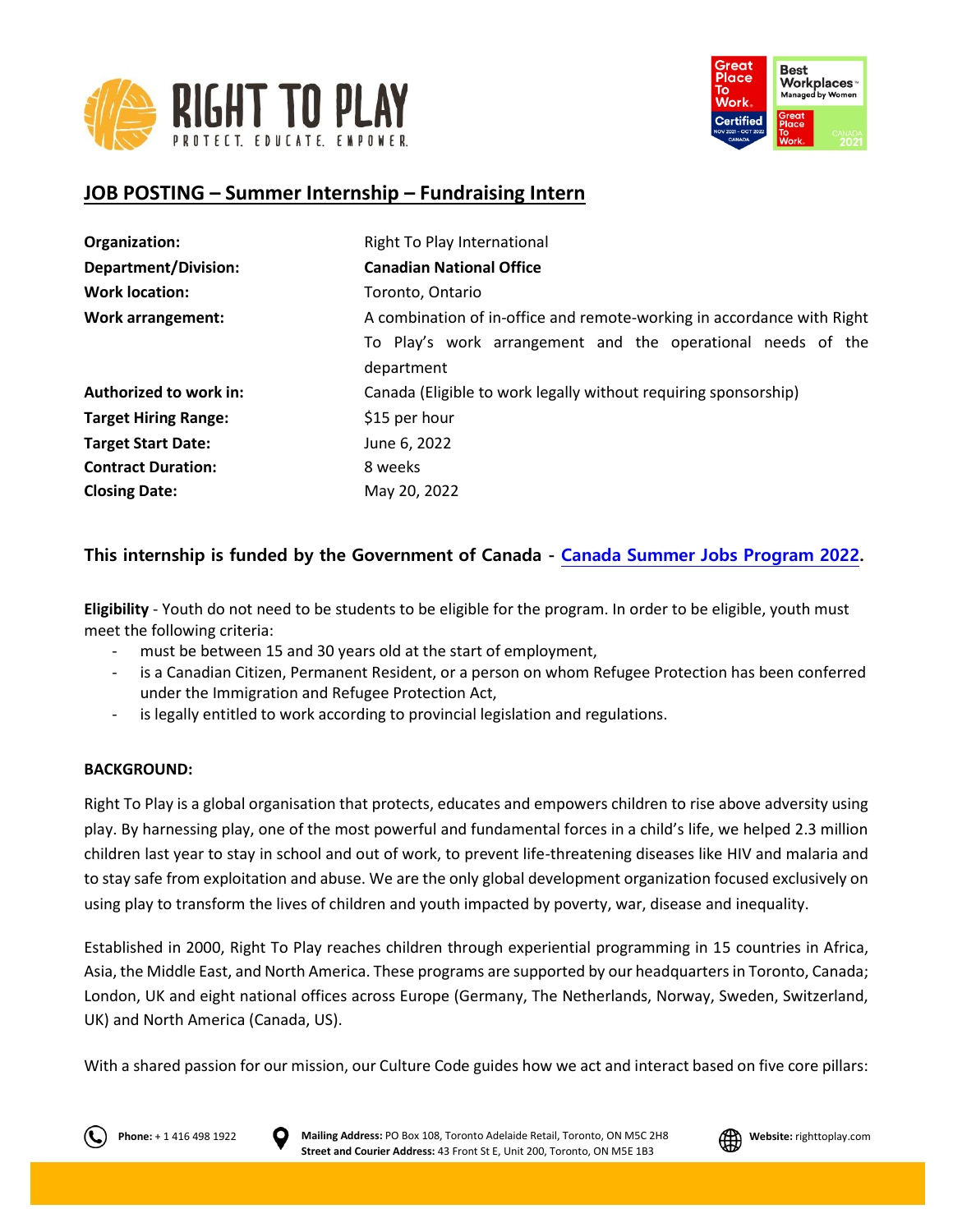## JOB POSTING – Summer Internship – Fundraising Intern

| | |
|---|---|
| **Organization:** | Right To Play International |
| **Department/Division:** | **Canadian National Office** |
| **Work location:** | Toronto, Ontario |
| **Work arrangement:** | A combination of in-office and remote-working in accordance with Right To Play's work arrangement and the operational needs of the department |
| **Authorized to work in:** | Canada (Eligible to work legally without requiring sponsorship) |
| **Target Hiring Range:** | $15 per hour |
| **Target Start Date:** | June 6, 2022 |
| **Contract Duration:** | 8 weeks |
| **Closing Date:** | May 20, 2022 |

### This internship is funded by the Government of Canada - Canada Summer Jobs Program 2022.

**Eligibility** - Youth do not need to be students to be eligible for the program. In order to be eligible, youth must meet the following criteria:

- must be between 15 and 30 years old at the start of employment,
- is a Canadian Citizen, Permanent Resident, or a person on whom Refugee Protection has been conferred under the Immigration and Refugee Protection Act,
- is legally entitled to work according to provincial legislation and regulations.

**BACKGROUND:**

Right To Play is a global organisation that protects, educates and empowers children to rise above adversity using play. By harnessing play, one of the most powerful and fundamental forces in a child's life, we helped 2.3 million children last year to stay in school and out of work, to prevent life-threatening diseases like HIV and malaria and to stay safe from exploitation and abuse. We are the only global development organization focused exclusively on using play to transform the lives of children and youth impacted by poverty, war, disease and inequality.

Established in 2000, Right To Play reaches children through experiential programming in 15 countries in Africa, Asia, the Middle East, and North America. These programs are supported by our headquarters in Toronto, Canada; London, UK and eight national offices across Europe (Germany, The Netherlands, Norway, Sweden, Switzerland, UK) and North America (Canada, US).

With a shared passion for our mission, our Culture Code guides how we act and interact based on five core pillars: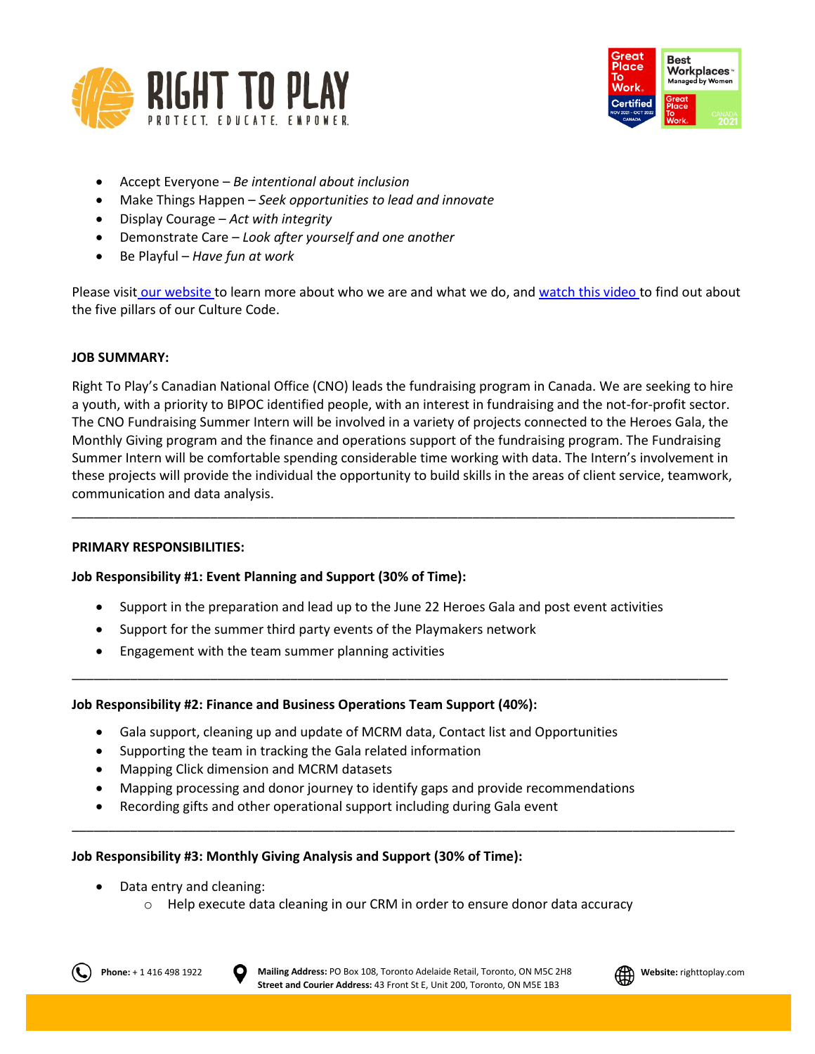- Accept Everyone – *Be intentional about inclusion*
- Make Things Happen – *Seek opportunities to lead and innovate*
- Display Courage – *Act with integrity*
- Demonstrate Care – *Look after yourself and one another*
- Be Playful – *Have fun at work*

Please visit our website to learn more about who we are and what we do, and watch this video to find out about the five pillars of our Culture Code.

**JOB SUMMARY:**

Right To Play's Canadian National Office (CNO) leads the fundraising program in Canada. We are seeking to hire a youth, with a priority to BIPOC identified people, with an interest in fundraising and the not-for-profit sector. The CNO Fundraising Summer Intern will be involved in a variety of projects connected to the Heroes Gala, the Monthly Giving program and the finance and operations support of the fundraising program. The Fundraising Summer Intern will be comfortable spending considerable time working with data. The Intern's involvement in these projects will provide the individual the opportunity to build skills in the areas of client service, teamwork, communication and data analysis.

---

**PRIMARY RESPONSIBILITIES:**

**Job Responsibility #1: Event Planning and Support (30% of Time):**

- Support in the preparation and lead up to the June 22 Heroes Gala and post event activities
- Support for the summer third party events of the Playmakers network
- Engagement with the team summer planning activities

---

**Job Responsibility #2: Finance and Business Operations Team Support (40%):**

- Gala support, cleaning up and update of MCRM data, Contact list and Opportunities
- Supporting the team in tracking the Gala related information
- Mapping Click dimension and MCRM datasets
- Mapping processing and donor journey to identify gaps and provide recommendations
- Recording gifts and other operational support including during Gala event

---

**Job Responsibility #3: Monthly Giving Analysis and Support (30% of Time):**

- Data entry and cleaning:
  - Help execute data cleaning in our CRM in order to ensure donor data accuracy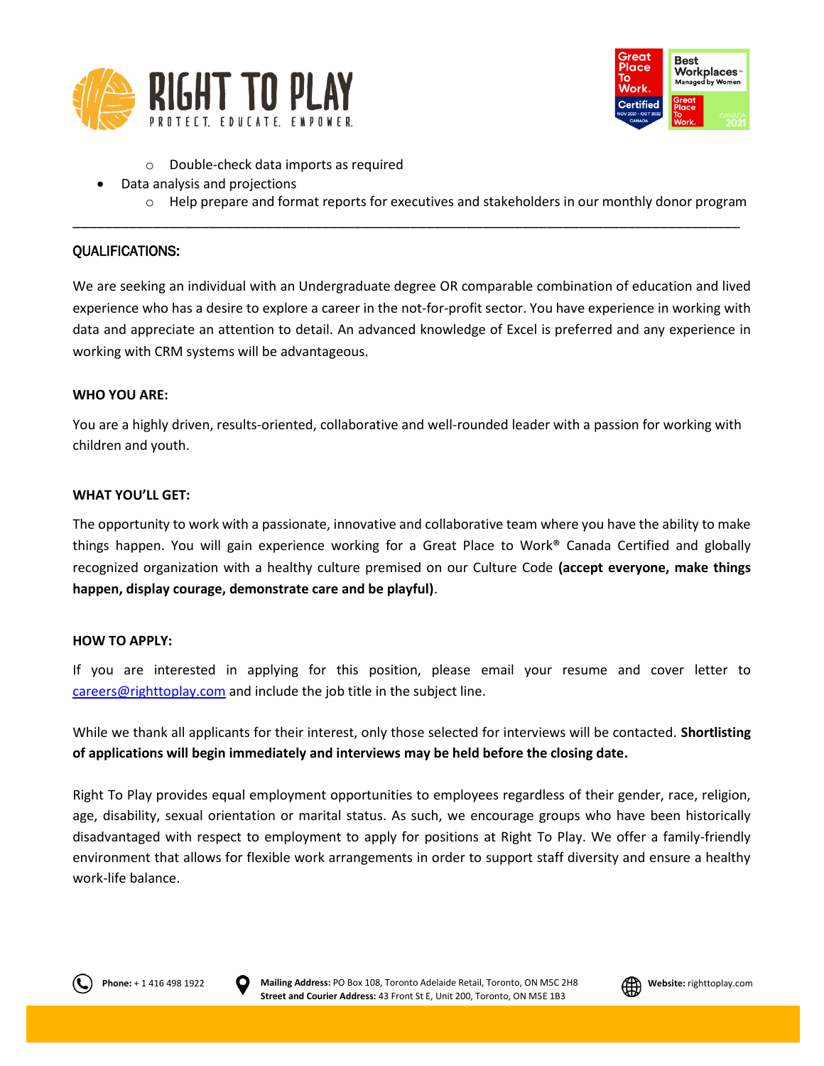- Double-check data imports as required
- Data analysis and projections
    - Help prepare and format reports for executives and stakeholders in our monthly donor program

---

## QUALIFICATIONS:

We are seeking an individual with an Undergraduate degree OR comparable combination of education and lived experience who has a desire to explore a career in the not-for-profit sector. You have experience in working with data and appreciate an attention to detail. An advanced knowledge of Excel is preferred and any experience in working with CRM systems will be advantageous.

**WHO YOU ARE:**

You are a highly driven, results-oriented, collaborative and well-rounded leader with a passion for working with children and youth.

**WHAT YOU'LL GET:**

The opportunity to work with a passionate, innovative and collaborative team where you have the ability to make things happen. You will gain experience working for a Great Place to Work® Canada Certified and globally recognized organization with a healthy culture premised on our Culture Code **(accept everyone, make things happen, display courage, demonstrate care and be playful)**.

**HOW TO APPLY:**

If you are interested in applying for this position, please email your resume and cover letter to careers@righttoplay.com and include the job title in the subject line.

While we thank all applicants for their interest, only those selected for interviews will be contacted. **Shortlisting of applications will begin immediately and interviews may be held before the closing date.**

Right To Play provides equal employment opportunities to employees regardless of their gender, race, religion, age, disability, sexual orientation or marital status. As such, we encourage groups who have been historically disadvantaged with respect to employment to apply for positions at Right To Play. We offer a family-friendly environment that allows for flexible work arrangements in order to support staff diversity and ensure a healthy work-life balance.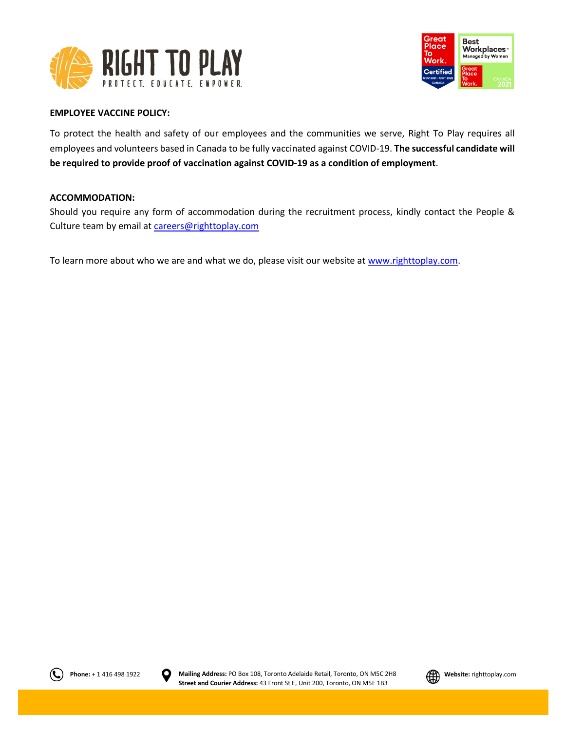**EMPLOYEE VACCINE POLICY:**

To protect the health and safety of our employees and the communities we serve, Right To Play requires all employees and volunteers based in Canada to be fully vaccinated against COVID-19. **The successful candidate will be required to provide proof of vaccination against COVID-19 as a condition of employment**.

**ACCOMMODATION:**

Should you require any form of accommodation during the recruitment process, kindly contact the People & Culture team by email at careers@righttoplay.com

To learn more about who we are and what we do, please visit our website at www.righttoplay.com.